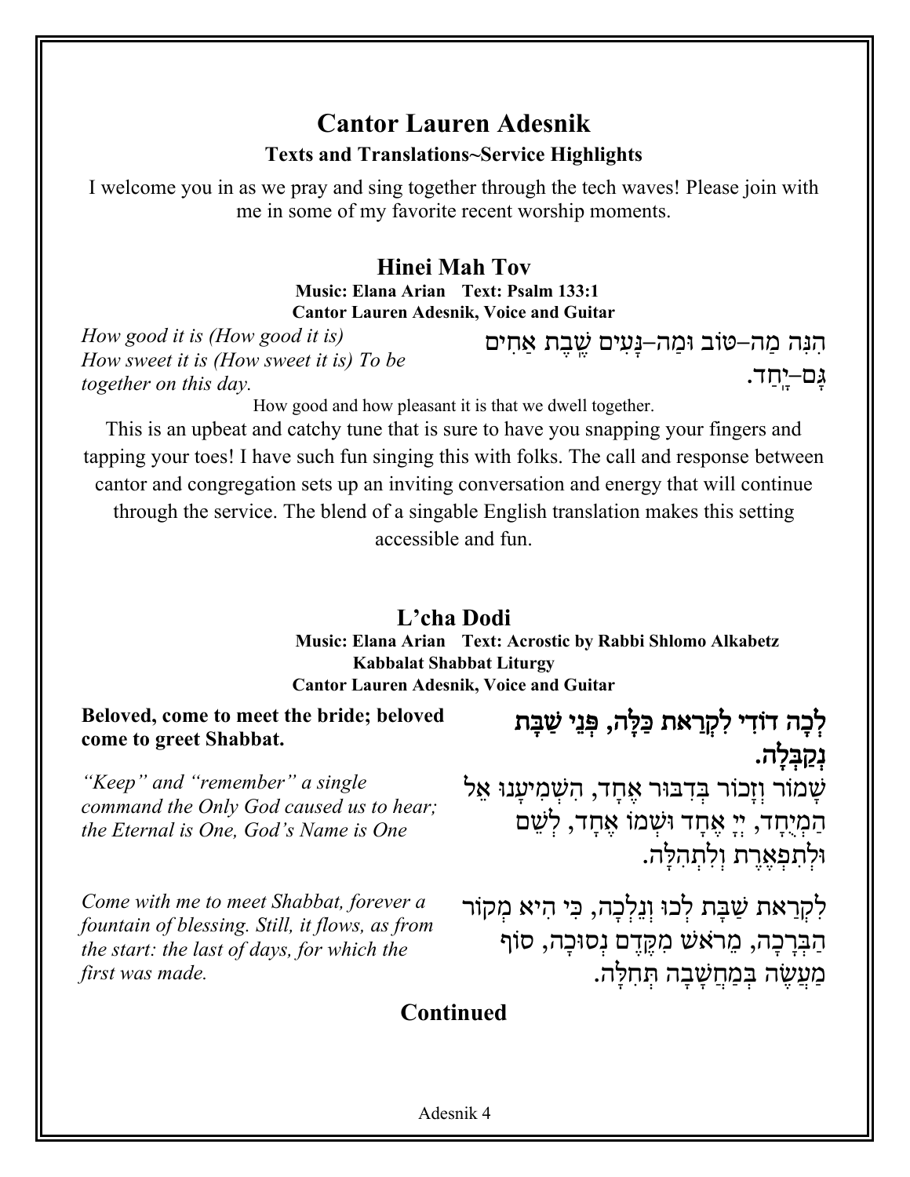# Cantor Lauren Adesnik

**Texts and Translations~Service Highlights**

I welcome you in as we pray and sing together through the tech waves! Please join with me in some of my favorite recent worship moments.

## Hinei Mah Tov

**Music: Elana Arian Text: Psalm 133:1**
**Cantor Lauren Adesnik, Voice and Guitar**

הִנֵּה מַה–טּוֹב וּמַה–נָּעִים שֶׁבֶת אַחִים גַּם–יָחַד.

*How good it is (How good it is)*
*How sweet it is (How sweet it is) To be together on this day.*

How good and how pleasant it is that we dwell together.

This is an upbeat and catchy tune that is sure to have you snapping your fingers and tapping your toes! I have such fun singing this with folks. The call and response between cantor and congregation sets up an inviting conversation and energy that will continue through the service. The blend of a singable English translation makes this setting accessible and fun.

## L'cha Dodi

**Music: Elana Arian Text: Acrostic by Rabbi Shlomo Alkabetz**
**Kabbalat Shabbat Liturgy**
**Cantor Lauren Adesnik, Voice and Guitar**

**לְכָה דוֹדִי לִקְרַאת כַּלָּה, פְּנֵי שַׁבָּת נְקַבְּלָה.**

**Beloved, come to meet the bride; beloved come to greet Shabbat.**

שָׁמוֹר וְזָכוֹר בְּדִבּוּר אֶחָד, הִשְׁמִיעָנוּ אֵל הַמְיֻחָד, יְיָ אֶחָד וּשְׁמוֹ אֶחָד, לְשֵׁם וּלְתִפְאֶרֶת וְלִתְהִלָּה.

*"Keep" and "remember" a single command the Only God caused us to hear; the Eternal is One, God's Name is One*

לִקְרַאת שַׁבָּת לְכוּ וְנֵלְכָה, כִּי הִיא מְקוֹר הַבְּרָכָה, מֵרֹאשׁ מִקֶּדֶם נְסוּכָה, סוֹף מַעֲשֶׂה בְּמַחֲשָׁבָה תְּחִלָּה.

*Come with me to meet Shabbat, forever a fountain of blessing. Still, it flows, as from the start: the last of days, for which the first was made.*

**Continued**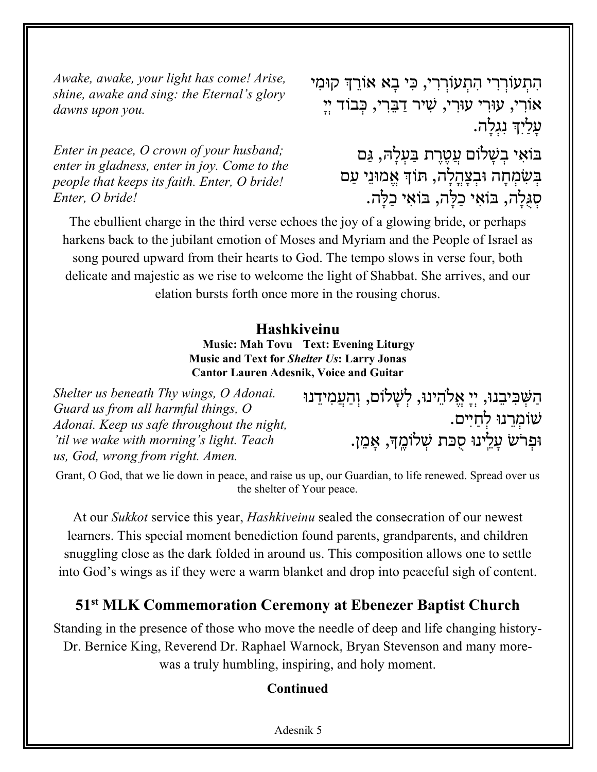*Awake, awake, your light has come! Arise, shine, awake and sing: the Eternal's glory dawns upon you.*

הִתְעוֹרְרִי הִתְעוֹרְרִי, כִּי בָא אוֹרֵךְ קוּמִי אוֹרִי, עוּרִי עוּרִי, שִׁיר דַבֵּרִי, כְּבוֹד יְיָ עָלַיִךְ נִגְלָה.

*Enter in peace, O crown of your husband; enter in gladness, enter in joy. Come to the people that keeps its faith. Enter, O bride! Enter, O bride!*

בּוֹאִי בְשָׁלוֹם עֲטֶרֶת בַּעְלָהּ, גַּם בְּשִׂמְחָה וּבְצָהֳלָה, תּוֹךְ אֱמוּנֵי עַם סְגֻלָּה, בּוֹאִי כַלָּה, בּוֹאִי כַלָּה.

The ebullient charge in the third verse echoes the joy of a glowing bride, or perhaps harkens back to the jubilant emotion of Moses and Myriam and the People of Israel as song poured upward from their hearts to God. The tempo slows in verse four, both delicate and majestic as we rise to welcome the light of Shabbat. She arrives, and our elation bursts forth once more in the rousing chorus.

## Hashkiveinu

**Music: Mah Tovu Text: Evening Liturgy**
**Music and Text for *Shelter Us*: Larry Jonas**
**Cantor Lauren Adesnik, Voice and Guitar**

*Shelter us beneath Thy wings, O Adonai. Guard us from all harmful things, O Adonai. Keep us safe throughout the night, 'til we wake with morning's light. Teach us, God, wrong from right. Amen.*

הַשְׁכִּיבֵנוּ, יְיָ אֱלֹהֵינוּ, לְשָׁלוֹם, וְהַעֲמִידֵנוּ שׁוֹמְרֵנוּ לְחַיִּים.
וּפְרֹשׂ עָלֵינוּ סֻכַּת שְׁלוֹמֶךָ, אָמֵן.

Grant, O God, that we lie down in peace, and raise us up, our Guardian, to life renewed. Spread over us the shelter of Your peace.

At our *Sukkot* service this year, *Hashkiveinu* sealed the consecration of our newest learners. This special moment benediction found parents, grandparents, and children snuggling close as the dark folded in around us. This composition allows one to settle into God's wings as if they were a warm blanket and drop into peaceful sigh of content.

## 51st MLK Commemoration Ceremony at Ebenezer Baptist Church

Standing in the presence of those who move the needle of deep and life changing history- Dr. Bernice King, Reverend Dr. Raphael Warnock, Bryan Stevenson and many more- was a truly humbling, inspiring, and holy moment.

**Continued**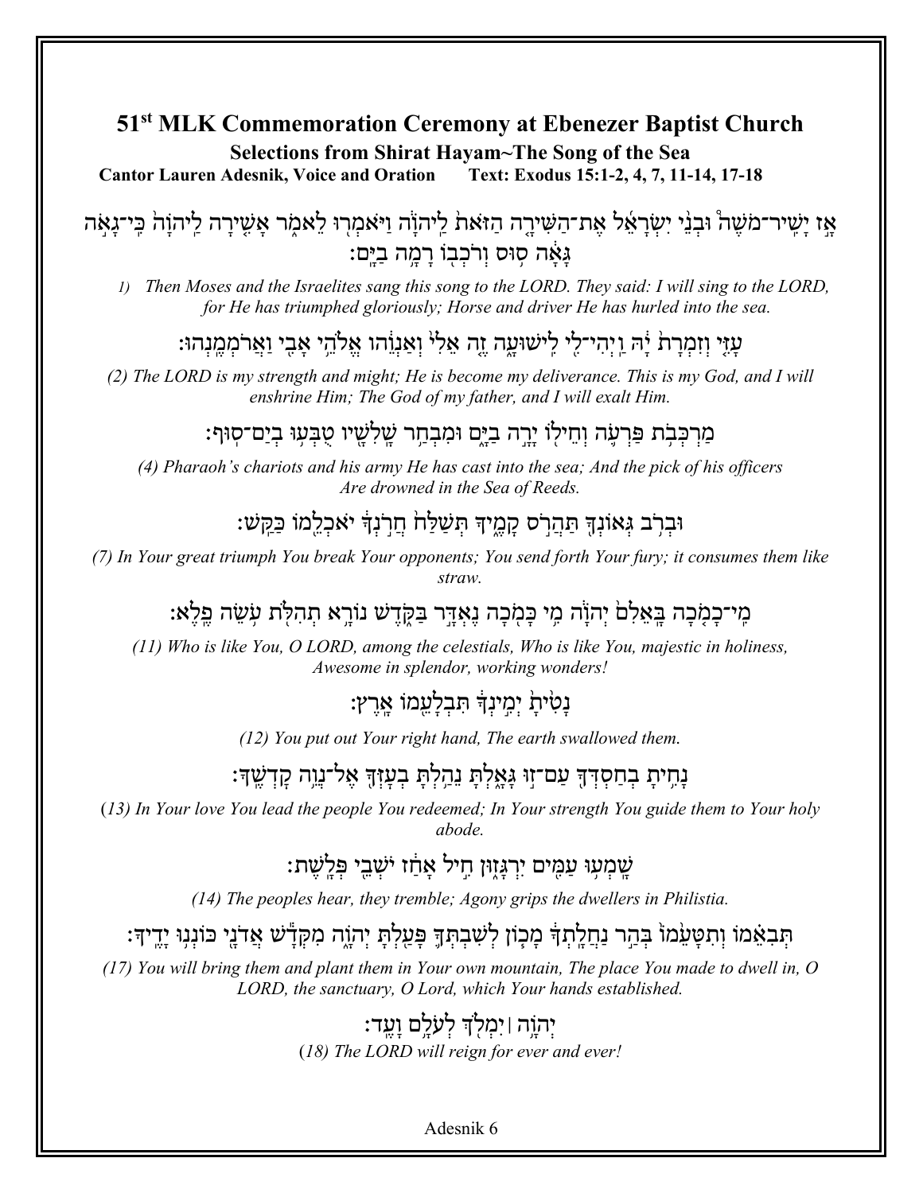# 51st MLK Commemoration Ceremony at Ebenezer Baptist Church

**Selections from Shirat Hayam~The Song of the Sea**

**Cantor Lauren Adesnik, Voice and Oration Text: Exodus 15:1-2, 4, 7, 11-14, 17-18**

אָ֣ז יָשִֽׁיר־מֹשֶׁה֩ וּבְנֵ֨י יִשְׂרָאֵ֜ל אֶת־הַשִּׁירָ֤ה הַזֹּאת֙ לַֽיהוָ֔ה וַיֹּאמְר֖וּ לֵאמֹ֑ר אָשִׁ֤ירָה לַּֽיהוָה֙ כִּֽי־גָאֹ֣ה גָּאָ֔ה ס֥וּס וְרֹכְב֖וֹ רָמָ֥ה בַיָּֽם׃

*1) Then Moses and the Israelites sang this song to the LORD. They said: I will sing to the LORD, for He has triumphed gloriously; Horse and driver He has hurled into the sea.*

עָזִּ֤י וְזִמְרָת֙ יָ֔הּ וַֽיְהִי־לִ֖י לִֽישׁוּעָ֑ה זֶ֤ה אֵלִי֙ וְאַנְוֵ֔הוּ אֱלֹהֵ֥י אָבִ֖י וַאֲרֹמְמֶֽנְהוּ׃

*(2) The LORD is my strength and might; He is become my deliverance. This is my God, and I will enshrine Him; The God of my father, and I will exalt Him.*

מַרְכְּבֹ֥ת פַּרְעֹ֛ה וְחֵיל֖וֹ יָרָ֣ה בַיָּ֑ם וּמִבְחַ֥ר שָֽׁלִשָׁ֖יו טֻבְּע֥וּ בְיַם־סֽוּף׃

*(4) Pharaoh's chariots and his army He has cast into the sea; And the pick of his officers Are drowned in the Sea of Reeds.*

וּבְרֹ֥ב גְּאוֹנְךָ֖ תַּהֲרֹ֣ס קָמֶ֑יךָ תְּשַׁלַּח֙ חֲרֹ֣נְךָ֔ יֹאכְלֵ֖מוֹ כַּקַּֽשׁ׃

*(7) In Your great triumph You break Your opponents; You send forth Your fury; it consumes them like straw.*

מִֽי־כָמֹ֤כָה בָּֽאֵלִם֙ יְהוָ֔ה מִ֥י כָּמֹ֖כָה נֶאְדָּ֣ר בַּקֹּ֑דֶשׁ נוֹרָ֥א תְהִלֹּ֖ת עֹ֥שֵׂה פֶֽלֶא׃

*(11) Who is like You, O LORD, among the celestials, Who is like You, majestic in holiness, Awesome in splendor, working wonders!*

נָטִ֙יתָ֙ יְמִ֣ינְךָ֔ תִּבְלָעֵ֖מוֹ אָֽרֶץ׃

*(12) You put out Your right hand, The earth swallowed them.*

נָחִ֥יתָ בְחַסְדְּךָ֖ עַם־ז֣וּ גָּאָ֑לְתָּ נֵהַ֥לְתָּ בְעָזְּךָ֖ אֶל־נְוֵ֥ה קָדְשֶֽׁךָ׃

*(13) In Your love You lead the people You redeemed; In Your strength You guide them to Your holy abode.*

שָֽׁמְע֥וּ עַמִּ֖ים יִרְגָּז֑וּן חִ֣יל אָחַ֔ז יֹשְׁבֵ֖י פְּלָֽשֶׁת׃

*(14) The peoples hear, they tremble; Agony grips the dwellers in Philistia.*

תְּבִאֵ֗מוֹ וְתִטָּעֵ֙מוֹ֙ בְּהַ֣ר נַחֲלָֽתְךָ֔ מָכ֧וֹן לְשִׁבְתְּךָ֛ פָּעַ֖לְתָּ יְהוָ֑ה מִקְּדָ֕שׁ אֲדֹנָ֖י כּוֹנְנ֥וּ יָדֶֽיךָ׃

*(17) You will bring them and plant them in Your own mountain, The place You made to dwell in, O LORD, the sanctuary, O Lord, which Your hands established.*

יְהוָ֥ה ׀ יִמְלֹ֖ךְ לְעֹלָ֥ם וָעֶֽד׃

*(18) The LORD will reign for ever and ever!*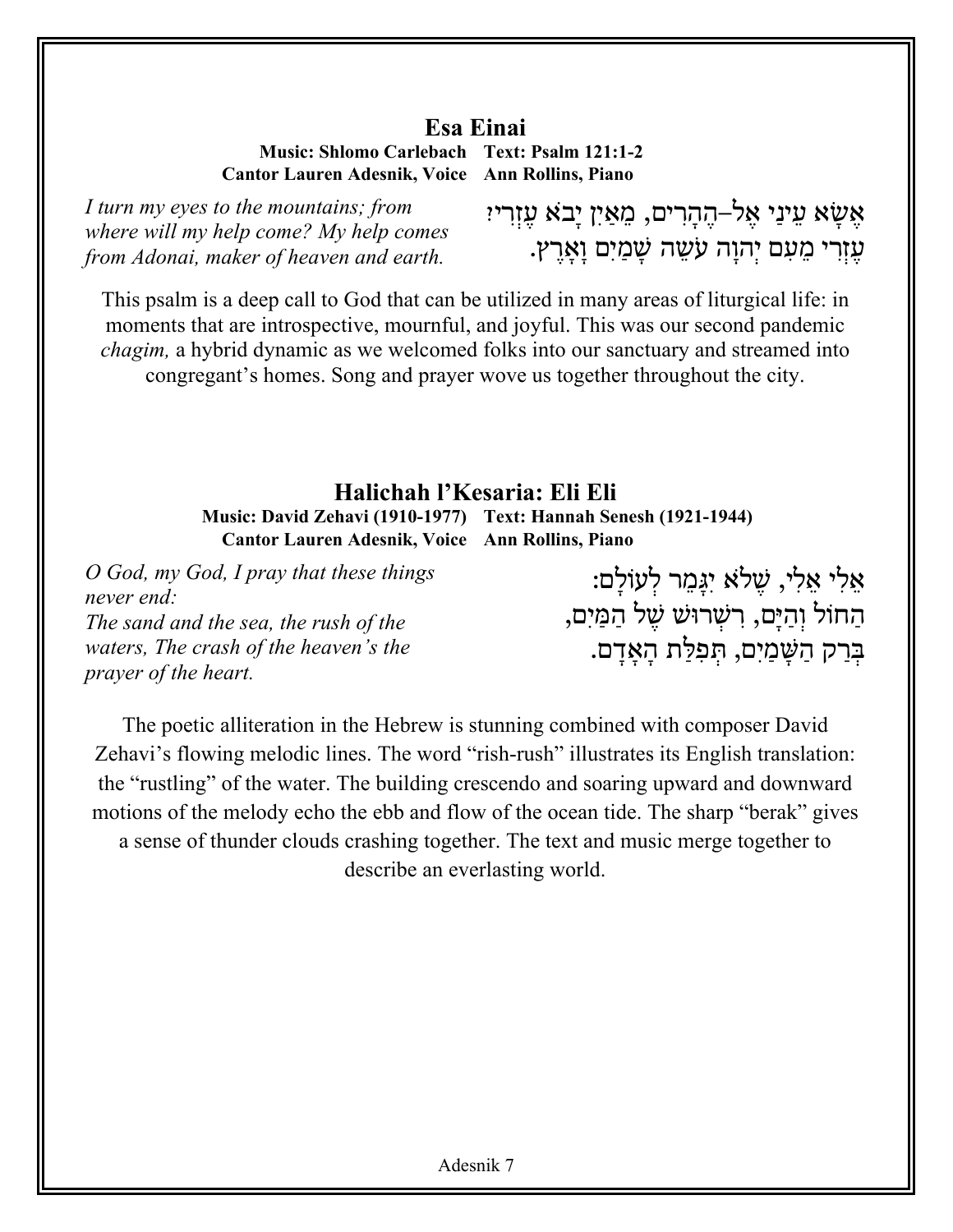## Esa Einai

**Music: Shlomo Carlebach  Text: Psalm 121:1-2**
**Cantor Lauren Adesnik, Voice  Ann Rollins, Piano**

*I turn my eyes to the mountains; from where will my help come? My help comes from Adonai, maker of heaven and earth.*

אֶשָּׂא עֵינַי אֶל–הֶהָרִים, מֵאַיִן יָבֹא עֶזְרִי׃
עֶזְרִי מֵעִם יְהוָה עֹשֵׂה שָׁמַיִם וָאָרֶץ.

This psalm is a deep call to God that can be utilized in many areas of liturgical life: in moments that are introspective, mournful, and joyful. This was our second pandemic *chagim,* a hybrid dynamic as we welcomed folks into our sanctuary and streamed into congregant's homes. Song and prayer wove us together throughout the city.

## Halichah l'Kesaria: Eli Eli

**Music: David Zehavi (1910-1977)  Text: Hannah Senesh (1921-1944)**
**Cantor Lauren Adesnik, Voice  Ann Rollins, Piano**

*O God, my God, I pray that these things never end:*
*The sand and the sea, the rush of the waters, The crash of the heaven's the prayer of the heart.*

אֵלִי אֵלִי, שֶׁלֹּא יִגָּמֵר לְעוֹלָם:
הַחוֹל וְהַיָּם, רִשְׁרוּשׁ שֶׁל הַמַּיִם,
בְּרַק הַשָּׁמַיִם, תְּפִלַּת הָאָדָם.

The poetic alliteration in the Hebrew is stunning combined with composer David Zehavi's flowing melodic lines. The word "rish-rush" illustrates its English translation: the "rustling" of the water. The building crescendo and soaring upward and downward motions of the melody echo the ebb and flow of the ocean tide. The sharp "berak" gives a sense of thunder clouds crashing together. The text and music merge together to describe an everlasting world.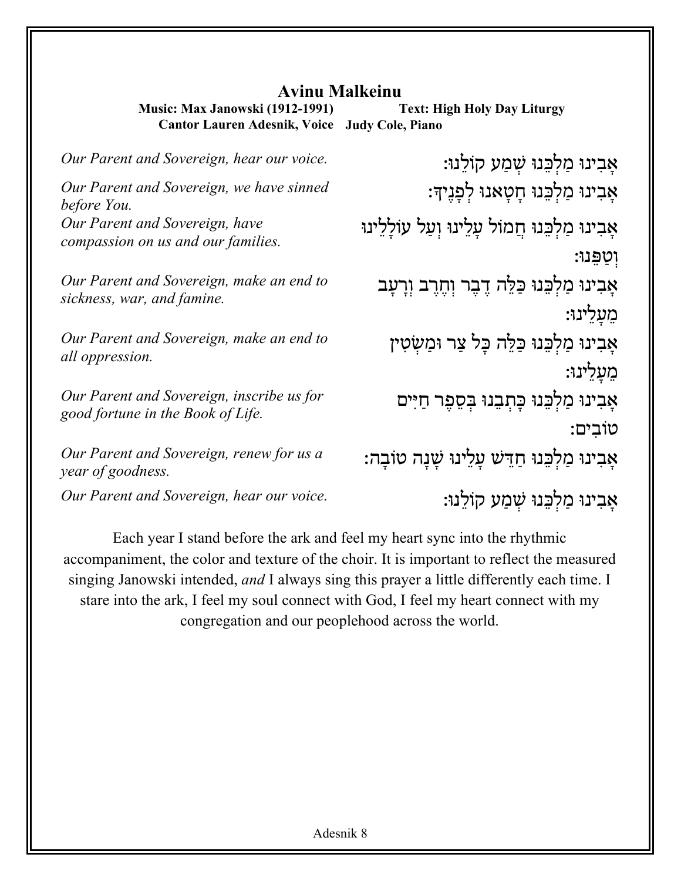## Avinu Malkeinu

**Music: Max Janowski (1912-1991)** **Text: High Holy Day Liturgy**

**Cantor Lauren Adesnik, Voice** **Judy Cole, Piano**

| | |
|---|---|
| *Our Parent and Sovereign, hear our voice.* | אָבִינוּ מַלְכֵּנוּ שְׁמַע קוֹלֵנוּ: |
| *Our Parent and Sovereign, we have sinned before You.* | אָבִינוּ מַלְכֵּנוּ חָטָאנוּ לְפָנֶיךָ: |
| *Our Parent and Sovereign, have compassion on us and our families.* | אָבִינוּ מַלְכֵּנוּ חֲמוֹל עָלֵינוּ וְעַל עוֹלָלֵינוּ וְטַפֵּנוּ: |
| *Our Parent and Sovereign, make an end to sickness, war, and famine.* | אָבִינוּ מַלְכֵּנוּ כַּלֵּה דֶּבֶר וְחֶרֶב וְרָעָב מֵעָלֵינוּ: |
| *Our Parent and Sovereign, make an end to all oppression.* | אָבִינוּ מַלְכֵּנוּ כַּלֵּה כָּל צַר וּמַשְׂטִין מֵעָלֵינוּ: |
| *Our Parent and Sovereign, inscribe us for good fortune in the Book of Life.* | אָבִינוּ מַלְכֵּנוּ כָּתְבֵנוּ בְּסֵפֶר חַיִּים טוֹבִים: |
| *Our Parent and Sovereign, renew for us a year of goodness.* | אָבִינוּ מַלְכֵּנוּ חַדֵּשׁ עָלֵינוּ שָׁנָה טוֹבָה: |
| *Our Parent and Sovereign, hear our voice.* | אָבִינוּ מַלְכֵּנוּ שְׁמַע קוֹלֵנוּ: |

Each year I stand before the ark and feel my heart sync into the rhythmic accompaniment, the color and texture of the choir. It is important to reflect the measured singing Janowski intended, *and* I always sing this prayer a little differently each time. I stare into the ark, I feel my soul connect with God, I feel my heart connect with my congregation and our peoplehood across the world.